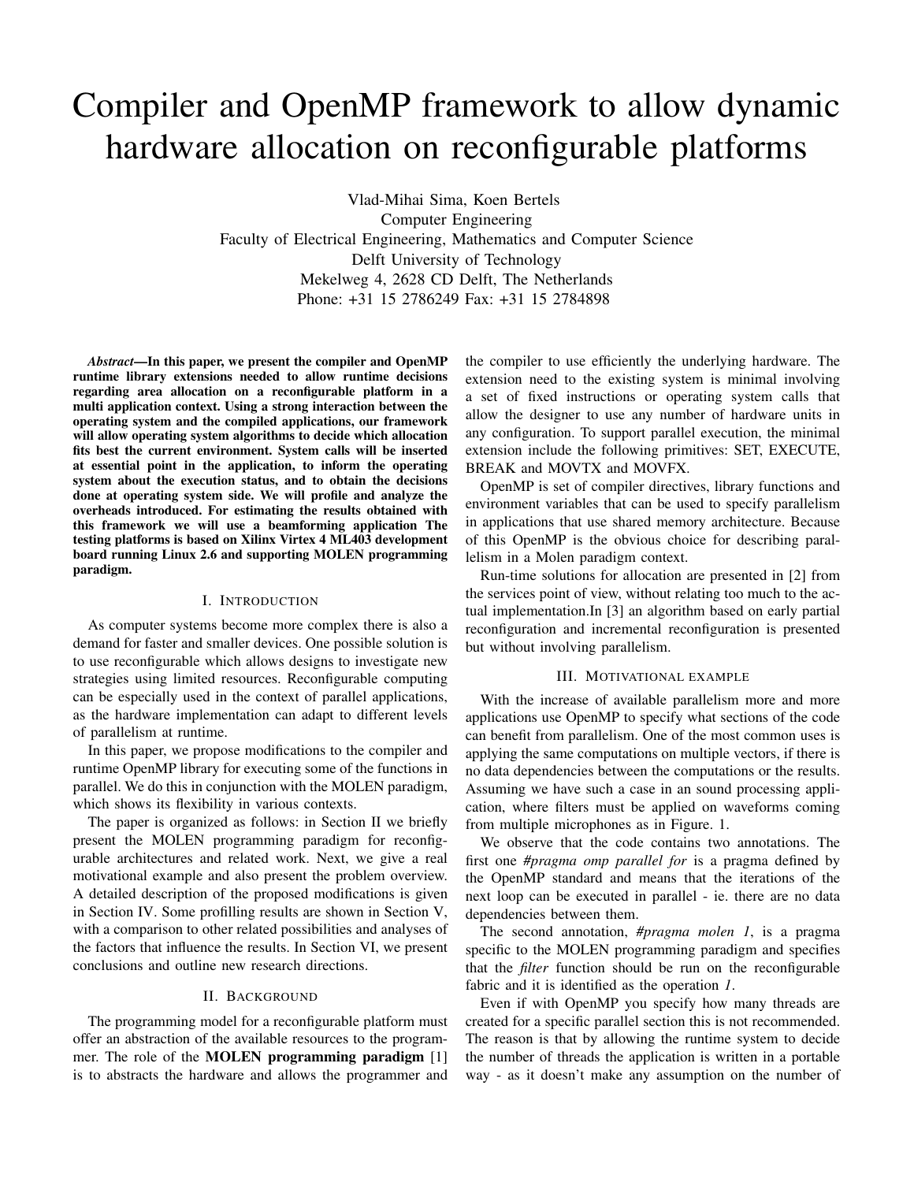# Compiler and OpenMP framework to allow dynamic hardware allocation on reconfigurable platforms

Vlad-Mihai Sima, Koen Bertels
Computer Engineering
Faculty of Electrical Engineering, Mathematics and Computer Science
Delft University of Technology
Mekelweg 4, 2628 CD Delft, The Netherlands
Phone: +31 15 2786249 Fax: +31 15 2784898

***Abstract*—In this paper, we present the compiler and OpenMP runtime library extensions needed to allow runtime decisions regarding area allocation on a reconfigurable platform in a multi application context. Using a strong interaction between the operating system and the compiled applications, our framework will allow operating system algorithms to decide which allocation fits best the current environment. System calls will be inserted at essential point in the application, to inform the operating system about the execution status, and to obtain the decisions done at operating system side. We will profile and analyze the overheads introduced. For estimating the results obtained with this framework we will use a beamforming application The testing platforms is based on Xilinx Virtex 4 ML403 development board running Linux 2.6 and supporting MOLEN programming paradigm.**

## I. Introduction

As computer systems become more complex there is also a demand for faster and smaller devices. One possible solution is to use reconfigurable which allows designs to investigate new strategies using limited resources. Reconfigurable computing can be especially used in the context of parallel applications, as the hardware implementation can adapt to different levels of parallelism at runtime.

In this paper, we propose modifications to the compiler and runtime OpenMP library for executing some of the functions in parallel. We do this in conjunction with the MOLEN paradigm, which shows its flexibility in various contexts.

The paper is organized as follows: in Section II we briefly present the MOLEN programming paradigm for reconfigurable architectures and related work. Next, we give a real motivational example and also present the problem overview. A detailed description of the proposed modifications is given in Section IV. Some profilling results are shown in Section V, with a comparison to other related possibilities and analyses of the factors that influence the results. In Section VI, we present conclusions and outline new research directions.

## II. Background

The programming model for a reconfigurable platform must offer an abstraction of the available resources to the programmer. The role of the **MOLEN programming paradigm** [1] is to abstracts the hardware and allows the programmer and the compiler to use efficiently the underlying hardware. The extension need to the existing system is minimal involving a set of fixed instructions or operating system calls that allow the designer to use any number of hardware units in any configuration. To support parallel execution, the minimal extension include the following primitives: SET, EXECUTE, BREAK and MOVTX and MOVFX.

OpenMP is set of compiler directives, library functions and environment variables that can be used to specify parallelism in applications that use shared memory architecture. Because of this OpenMP is the obvious choice for describing parallelism in a Molen paradigm context.

Run-time solutions for allocation are presented in [2] from the services point of view, without relating too much to the actual implementation.In [3] an algorithm based on early partial reconfiguration and incremental reconfiguration is presented but without involving parallelism.

## III. Motivational example

With the increase of available parallelism more and more applications use OpenMP to specify what sections of the code can benefit from parallelism. One of the most common uses is applying the same computations on multiple vectors, if there is no data dependencies between the computations or the results. Assuming we have such a case in an sound processing application, where filters must be applied on waveforms coming from multiple microphones as in Figure. 1.

We observe that the code contains two annotations. The first one *#pragma omp parallel for* is a pragma defined by the OpenMP standard and means that the iterations of the next loop can be executed in parallel - ie. there are no data dependencies between them.

The second annotation, *#pragma molen 1*, is a pragma specific to the MOLEN programming paradigm and specifies that the *filter* function should be run on the reconfigurable fabric and it is identified as the operation *1*.

Even if with OpenMP you specify how many threads are created for a specific parallel section this is not recommended. The reason is that by allowing the runtime system to decide the number of threads the application is written in a portable way - as it doesn't make any assumption on the number of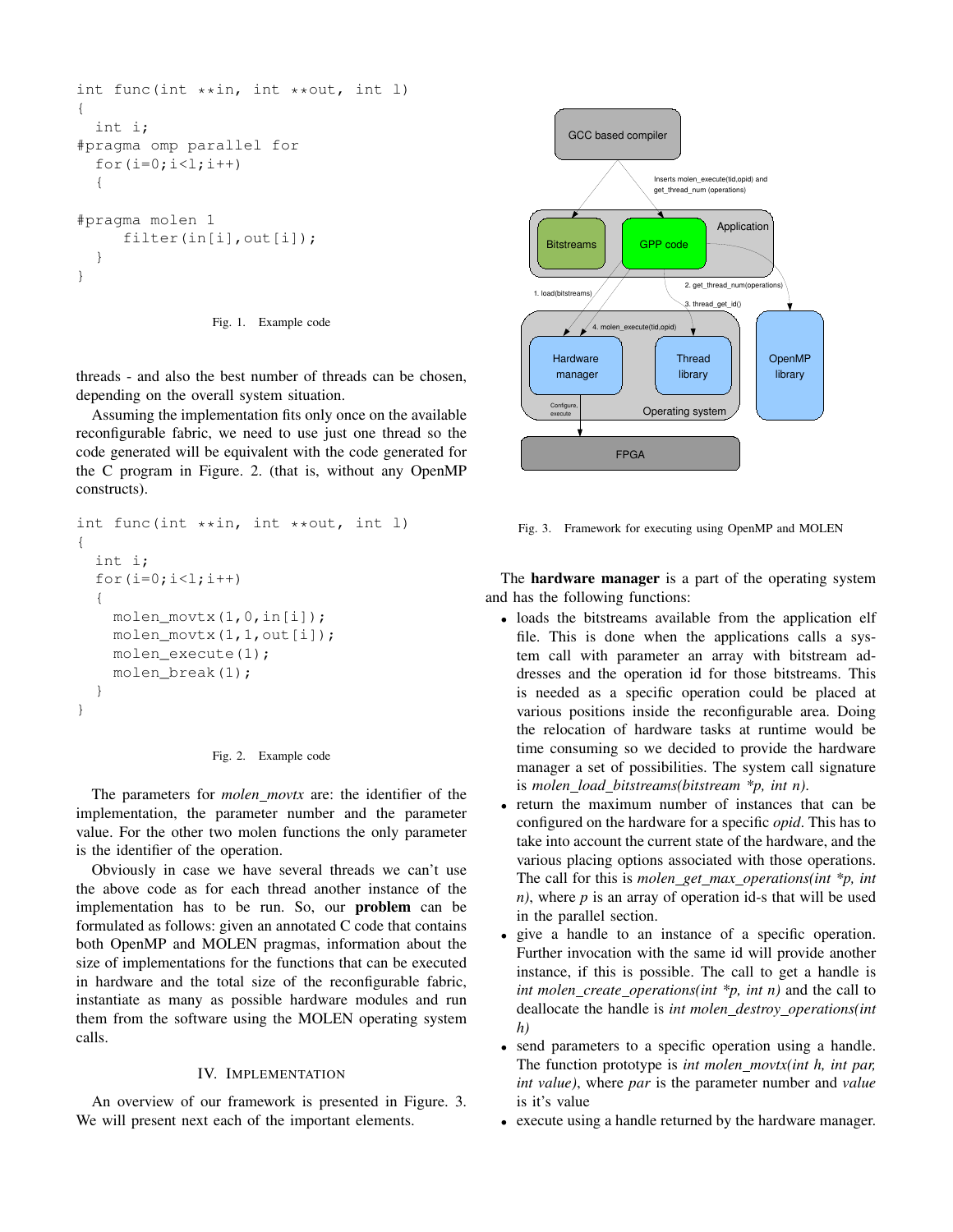```
int func(int **in, int **out, int l)
{
  int i;
#pragma omp parallel for
  for(i=0;i<l;i++)
  {

#pragma molen 1
      filter(in[i],out[i]);
  }
}
```

Fig. 1. Example code

threads - and also the best number of threads can be chosen, depending on the overall system situation.

Assuming the implementation fits only once on the available reconfigurable fabric, we need to use just one thread so the code generated will be equivalent with the code generated for the C program in Figure. 2. (that is, without any OpenMP constructs).

```
int func(int **in, int **out, int l)
{
  int i;
  for(i=0;i<l;i++)
  {
    molen_movtx(1,0,in[i]);
    molen_movtx(1,1,out[i]);
    molen_execute(1);
    molen_break(1);
  }
}
```

Fig. 2. Example code

The parameters for *molen_movtx* are: the identifier of the implementation, the parameter number and the parameter value. For the other two molen functions the only parameter is the identifier of the operation.

Obviously in case we have several threads we can't use the above code as for each thread another instance of the implementation has to be run. So, our **problem** can be formulated as follows: given an annotated C code that contains both OpenMP and MOLEN pragmas, information about the size of implementations for the functions that can be executed in hardware and the total size of the reconfigurable fabric, instantiate as many as possible hardware modules and run them from the software using the MOLEN operating system calls.

## IV. Implementation

An overview of our framework is presented in Figure. 3. We will present next each of the important elements.

Fig. 3. Framework for executing using OpenMP and MOLEN

The **hardware manager** is a part of the operating system and has the following functions:

- loads the bitstreams available from the application elf file. This is done when the applications calls a system call with parameter an array with bitstream addresses and the operation id for those bitstreams. This is needed as a specific operation could be placed at various positions inside the reconfigurable area. Doing the relocation of hardware tasks at runtime would be time consuming so we decided to provide the hardware manager a set of possibilities. The system call signature is *molen_load_bitstreams(bitstream \*p, int n)*.
- return the maximum number of instances that can be configured on the hardware for a specific *opid*. This has to take into account the current state of the hardware, and the various placing options associated with those operations. The call for this is *molen_get_max_operations(int \*p, int n)*, where *p* is an array of operation id-s that will be used in the parallel section.
- give a handle to an instance of a specific operation. Further invocation with the same id will provide another instance, if this is possible. The call to get a handle is *int molen_create_operations(int \*p, int n)* and the call to deallocate the handle is *int molen_destroy_operations(int h)*
- send parameters to a specific operation using a handle. The function prototype is *int molen_movtx(int h, int par, int value)*, where *par* is the parameter number and *value* is it's value
- execute using a handle returned by the hardware manager.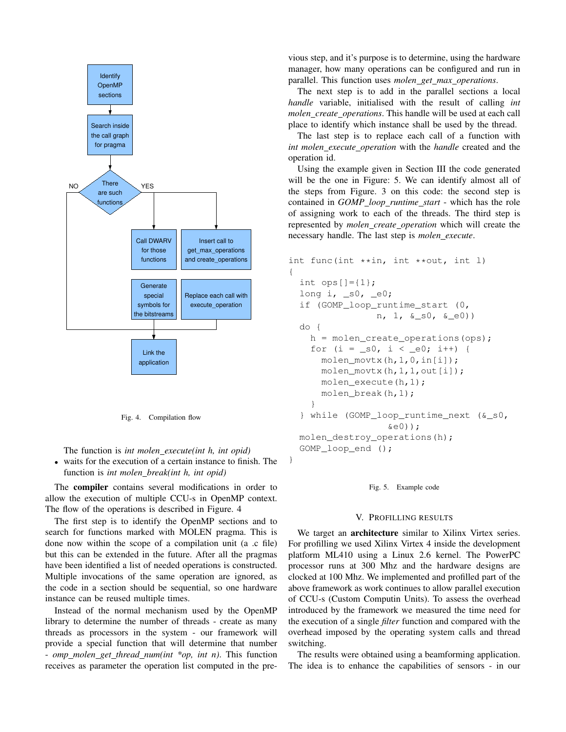Fig. 4. Compilation flow

The function is *int molen_execute(int h, int opid)*

- waits for the execution of a certain instance to finish. The function is *int molen_break(int h, int opid)*

The **compiler** contains several modifications in order to allow the execution of multiple CCU-s in OpenMP context. The flow of the operations is described in Figure. 4

The first step is to identify the OpenMP sections and to search for functions marked with MOLEN pragma. This is done now within the scope of a compilation unit (a .c file) but this can be extended in the future. After all the pragmas have been identified a list of needed operations is constructed. Multiple invocations of the same operation are ignored, as the code in a section should be sequential, so one hardware instance can be reused multiple times.

Instead of the normal mechanism used by the OpenMP library to determine the number of threads - create as many threads as processors in the system - our framework will provide a special function that will determine that number - *omp_molen_get_thread_num(int *op, int n)*. This function receives as parameter the operation list computed in the previous step, and it's purpose is to determine, using the hardware manager, how many operations can be configured and run in parallel. This function uses *molen_get_max_operations*.

The next step is to add in the parallel sections a local *handle* variable, initialised with the result of calling *int molen_create_operations*. This handle will be used at each call place to identify which instance shall be used by the thread.

The last step is to replace each call of a function with *int molen_execute_operation* with the *handle* created and the operation id.

Using the example given in Section III the code generated will be the one in Figure: 5. We can identify almost all of the steps from Figure. 3 on this code: the second step is contained in *GOMP_loop_runtime_start* - which has the role of assigning work to each of the threads. The third step is represented by *molen_create_operation* which will create the necessary handle. The last step is *molen_execute*.

```
int func(int **in, int **out, int l)
{
  int ops[]={1};
  long i, _s0, _e0;
  if (GOMP_loop_runtime_start (0,
               n, 1, &_s0, &_e0))
  do {
    h = molen_create_operations(ops);
    for (i = _s0, i < _e0; i++) {
      molen_movtx(h,1,0,in[i]);
      molen_movtx(h,1,1,out[i]);
      molen_execute(h,1);
      molen_break(h,1);
    }
  } while (GOMP_loop_runtime_next (&_s0,
                  &e0));
  molen_destroy_operations(h);
  GOMP_loop_end ();
}
```

Fig. 5. Example code

## V. PROFILLING RESULTS

We target an **architecture** similar to Xilinx Virtex series. For profilling we used Xilinx Virtex 4 inside the development platform ML410 using a Linux 2.6 kernel. The PowerPC processor runs at 300 Mhz and the hardware designs are clocked at 100 Mhz. We implemented and profilled part of the above framework as work continues to allow parallel execution of CCU-s (Custom Computin Units). To assess the overhead introduced by the framework we measured the time need for the execution of a single *filter* function and compared with the overhead imposed by the operating system calls and thread switching.

The results were obtained using a beamforming application. The idea is to enhance the capabilities of sensors - in our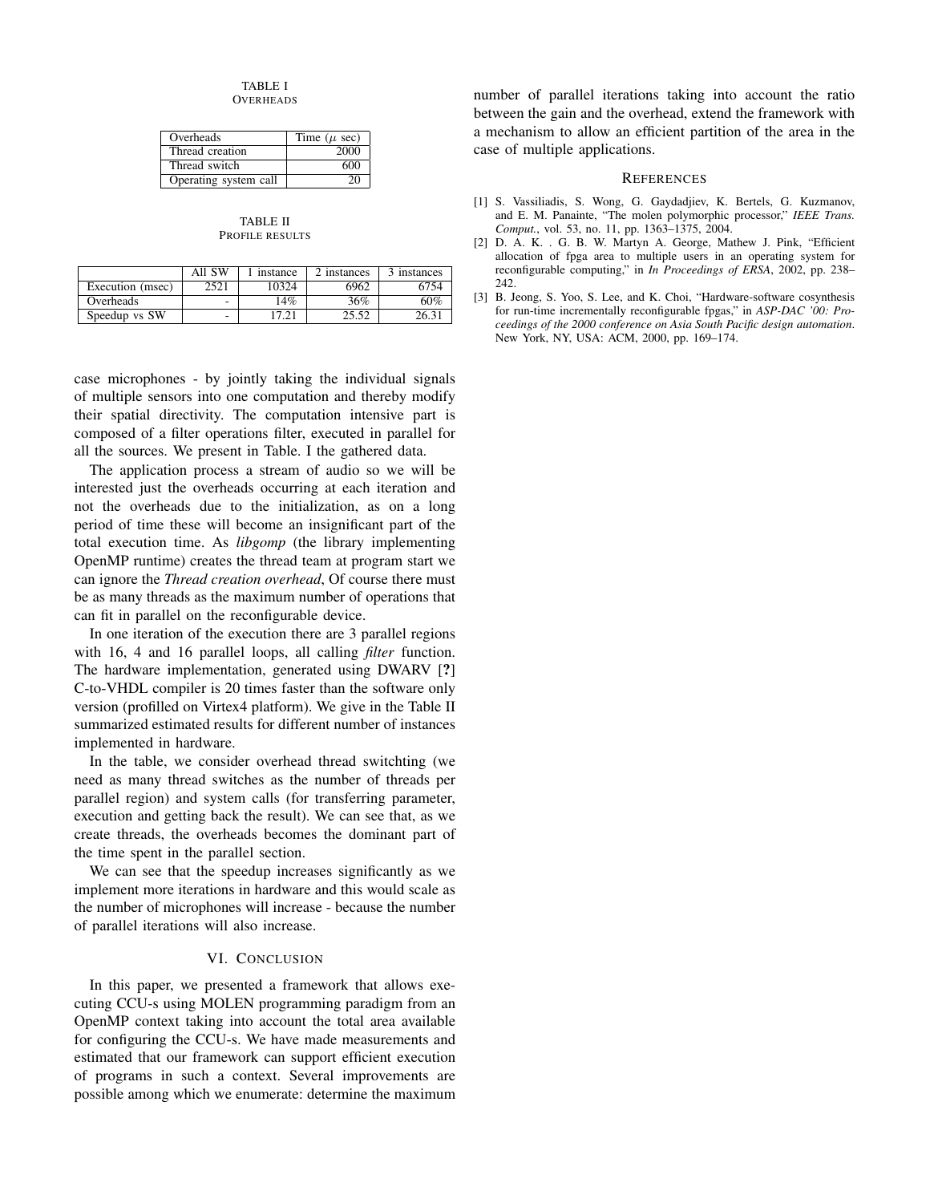TABLE I
OVERHEADS

| Overheads | Time ($\mu$ sec) |
|---|---|
| Thread creation | 2000 |
| Thread switch | 600 |
| Operating system call | 20 |

TABLE II
PROFILE RESULTS

| | All SW | 1 instance | 2 instances | 3 instances |
|---|---|---|---|---|
| Execution (msec) | 2521 | 10324 | 6962 | 6754 |
| Overheads | - | 14% | 36% | 60% |
| Speedup vs SW | - | 17.21 | 25.52 | 26.31 |

case microphones - by jointly taking the individual signals of multiple sensors into one computation and thereby modify their spatial directivity. The computation intensive part is composed of a filter operations filter, executed in parallel for all the sources. We present in Table. I the gathered data.

The application process a stream of audio so we will be interested just the overheads occurring at each iteration and not the overheads due to the initialization, as on a long period of time these will become an insignificant part of the total execution time. As *libgomp* (the library implementing OpenMP runtime) creates the thread team at program start we can ignore the *Thread creation overhead*, Of course there must be as many threads as the maximum number of operations that can fit in parallel on the reconfigurable device.

In one iteration of the execution there are 3 parallel regions with 16, 4 and 16 parallel loops, all calling *filter* function. The hardware implementation, generated using DWARV [**?**] C-to-VHDL compiler is 20 times faster than the software only version (profilled on Virtex4 platform). We give in the Table II summarized estimated results for different number of instances implemented in hardware.

In the table, we consider overhead thread switchting (we need as many thread switches as the number of threads per parallel region) and system calls (for transferring parameter, execution and getting back the result). We can see that, as we create threads, the overheads becomes the dominant part of the time spent in the parallel section.

We can see that the speedup increases significantly as we implement more iterations in hardware and this would scale as the number of microphones will increase - because the number of parallel iterations will also increase.

## VI. CONCLUSION

In this paper, we presented a framework that allows executing CCU-s using MOLEN programming paradigm from an OpenMP context taking into account the total area available for configuring the CCU-s. We have made measurements and estimated that our framework can support efficient execution of programs in such a context. Several improvements are possible among which we enumerate: determine the maximum number of parallel iterations taking into account the ratio between the gain and the overhead, extend the framework with a mechanism to allow an efficient partition of the area in the case of multiple applications.

## REFERENCES

[1] S. Vassiliadis, S. Wong, G. Gaydadjiev, K. Bertels, G. Kuzmanov, and E. M. Panainte, "The molen polymorphic processor," *IEEE Trans. Comput.*, vol. 53, no. 11, pp. 1363–1375, 2004.

[2] D. A. K. . G. B. W. Martyn A. George, Mathew J. Pink, "Efficient allocation of fpga area to multiple users in an operating system for reconfigurable computing," in *In Proceedings of ERSA*, 2002, pp. 238–242.

[3] B. Jeong, S. Yoo, S. Lee, and K. Choi, "Hardware-software cosynthesis for run-time incrementally reconfigurable fpgas," in *ASP-DAC '00: Proceedings of the 2000 conference on Asia South Pacific design automation*. New York, NY, USA: ACM, 2000, pp. 169–174.